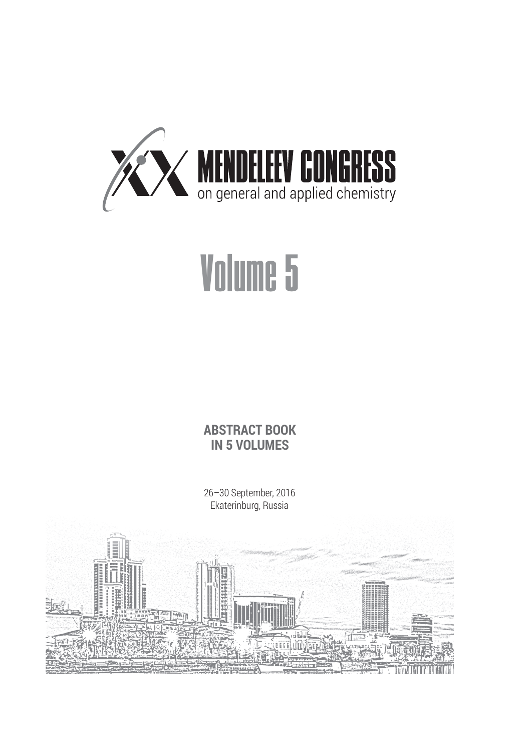# XX MENDELEEV CONGRESS

on general and applied chemistry

# Volume 5

**ABSTRACT BOOK**
**IN 5 VOLUMES**

26–30 September, 2016
Ekaterinburg, Russia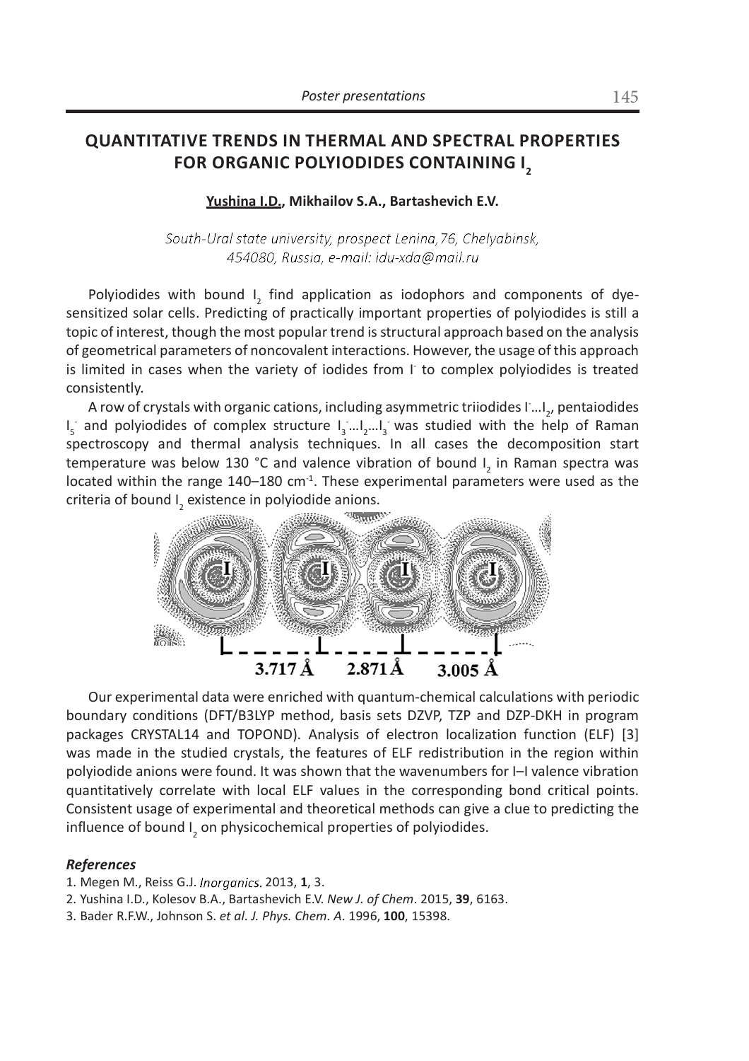# QUANTITATIVE TRENDS IN THERMAL AND SPECTRAL PROPERTIES FOR ORGANIC POLYIODIDES CONTAINING $I_2$

**<u>Yushina I.D.</u>, Mikhailov S.A., Bartashevich E.V.**

*South-Ural state university, prospect Lenina,76, Chelyabinsk, 454080, Russia, e-mail: idu-xda@mail.ru*

Polyiodides with bound $I_2$ find application as iodophors and components of dye-sensitized solar cells. Predicting of practically important properties of polyiodides is still a topic of interest, though the most popular trend is structural approach based on the analysis of geometrical parameters of noncovalent interactions. However, the usage of this approach is limited in cases when the variety of iodides from $I^-$ to complex polyiodides is treated consistently.

A row of crystals with organic cations, including asymmetric triiodides $I^-\ldots I_2$, pentaiodides $I_5^-$ and polyiodides of complex structure $I_3^-\ldots I_2\ldots I_3^-$ was studied with the help of Raman spectroscopy and thermal analysis techniques. In all cases the decomposition start temperature was below 130 °C and valence vibration of bound $I_2$ in Raman spectra was located within the range 140–180 cm$^{-1}$. These experimental parameters were used as the criteria of bound $I_2$ existence in polyiodide anions.

I I I I

3.717 Å 2.871 Å 3.005 Å

Our experimental data were enriched with quantum-chemical calculations with periodic boundary conditions (DFT/B3LYP method, basis sets DZVP, TZP and DZP-DKH in program packages CRYSTAL14 and TOPOND). Analysis of electron localization function (ELF) [3] was made in the studied crystals, the features of ELF redistribution in the region within polyiodide anions were found. It was shown that the wavenumbers for I–I valence vibration quantitatively correlate with local ELF values in the corresponding bond critical points. Consistent usage of experimental and theoretical methods can give a clue to predicting the influence of bound $I_2$ on physicochemical properties of polyiodides.

### *References*

1. Megen M., Reiss G.J. *Inorganics.* 2013, **1**, 3.
2. Yushina I.D., Kolesov B.A., Bartashevich E.V. *New J. of Chem*. 2015, **39**, 6163.
3. Bader R.F.W., Johnson S. *et al. J. Phys. Chem. A*. 1996, **100**, 15398.